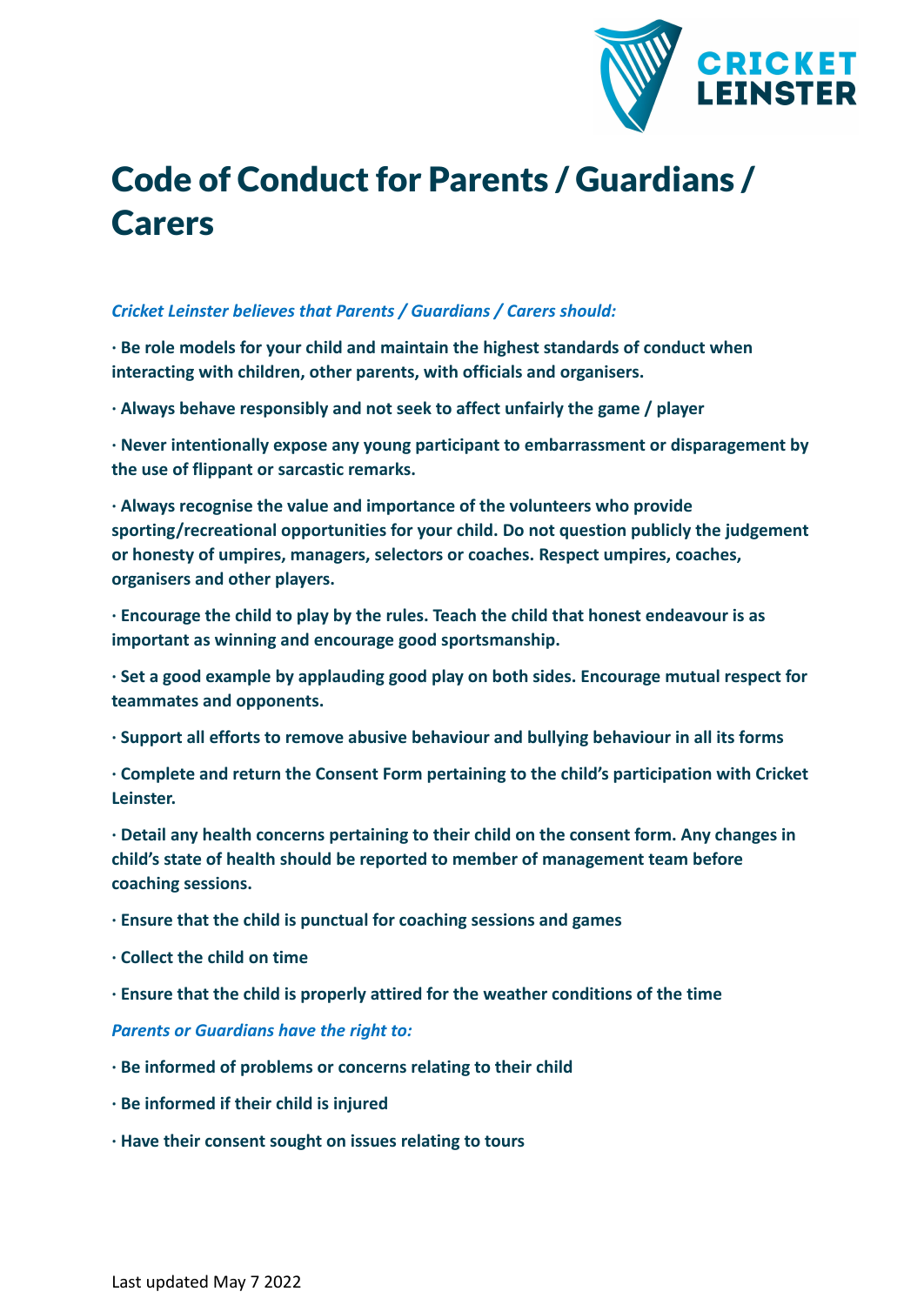# Code of Conduct for Parents / Guardians / Carers

*Cricket Leinster believes that Parents / Guardians / Carers should:*

**· Be role models for your child and maintain the highest standards of conduct when interacting with children, other parents, with officials and organisers.**

**· Always behave responsibly and not seek to affect unfairly the game / player**

**· Never intentionally expose any young participant to embarrassment or disparagement by the use of flippant or sarcastic remarks.**

**· Always recognise the value and importance of the volunteers who provide sporting/recreational opportunities for your child. Do not question publicly the judgement or honesty of umpires, managers, selectors or coaches. Respect umpires, coaches, organisers and other players.**

**· Encourage the child to play by the rules. Teach the child that honest endeavour is as important as winning and encourage good sportsmanship.**

**· Set a good example by applauding good play on both sides. Encourage mutual respect for teammates and opponents.**

**· Support all efforts to remove abusive behaviour and bullying behaviour in all its forms**

**· Complete and return the Consent Form pertaining to the child's participation with Cricket Leinster.**

**· Detail any health concerns pertaining to their child on the consent form. Any changes in child's state of health should be reported to member of management team before coaching sessions.**

**· Ensure that the child is punctual for coaching sessions and games**

**· Collect the child on time**

**· Ensure that the child is properly attired for the weather conditions of the time**

*Parents or Guardians have the right to:*

**· Be informed of problems or concerns relating to their child**

**· Be informed if their child is injured**

**· Have their consent sought on issues relating to tours**

Last updated May 7 2022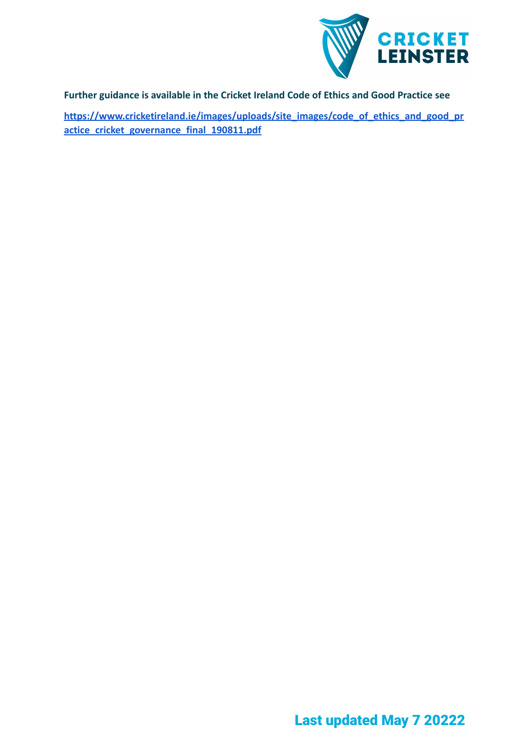**Further guidance is available in the Cricket Ireland Code of Ethics and Good Practice see**

**https://www.cricketireland.ie/images/uploads/site_images/code_of_ethics_and_good_practice_cricket_governance_final_190811.pdf**

**Last updated May 7 20222**